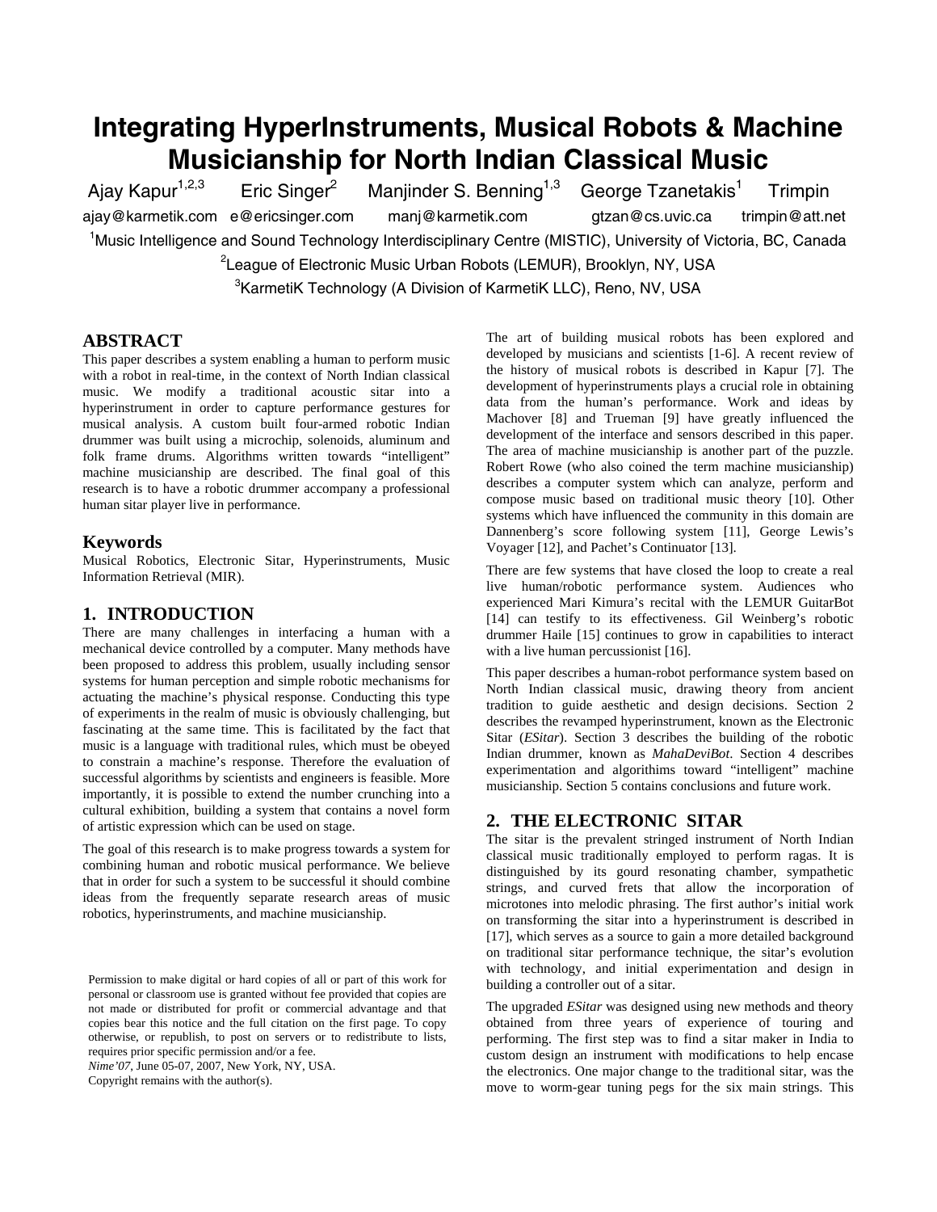# Integrating HyperInstruments, Musical Robots & Machine Musicianship for North Indian Classical Music

Ajay Kapur[1,2,3] Eric Singer[2] Manjinder S. Benning[1,3] George Tzanetakis[1] Trimpin

ajay@karmetik.com e@ericsinger.com manj@karmetik.com gtzan@cs.uvic.ca trimpin@att.net

[1]Music Intelligence and Sound Technology Interdisciplinary Centre (MISTIC), University of Victoria, BC, Canada

[2]League of Electronic Music Urban Robots (LEMUR), Brooklyn, NY, USA

[3]KarmetiK Technology (A Division of KarmetiK LLC), Reno, NV, USA

## ABSTRACT

This paper describes a system enabling a human to perform music with a robot in real-time, in the context of North Indian classical music. We modify a traditional acoustic sitar into a hyperinstrument in order to capture performance gestures for musical analysis. A custom built four-armed robotic Indian drummer was built using a microchip, solenoids, aluminum and folk frame drums. Algorithms written towards "intelligent" machine musicianship are described. The final goal of this research is to have a robotic drummer accompany a professional human sitar player live in performance.

## Keywords

Musical Robotics, Electronic Sitar, Hyperinstruments, Music Information Retrieval (MIR).

## 1. INTRODUCTION

There are many challenges in interfacing a human with a mechanical device controlled by a computer. Many methods have been proposed to address this problem, usually including sensor systems for human perception and simple robotic mechanisms for actuating the machine's physical response. Conducting this type of experiments in the realm of music is obviously challenging, but fascinating at the same time. This is facilitated by the fact that music is a language with traditional rules, which must be obeyed to constrain a machine's response. Therefore the evaluation of successful algorithms by scientists and engineers is feasible. More importantly, it is possible to extend the number crunching into a cultural exhibition, building a system that contains a novel form of artistic expression which can be used on stage.

The goal of this research is to make progress towards a system for combining human and robotic musical performance. We believe that in order for such a system to be successful it should combine ideas from the frequently separate research areas of music robotics, hyperinstruments, and machine musicianship.

Permission to make digital or hard copies of all or part of this work for personal or classroom use is granted without fee provided that copies are not made or distributed for profit or commercial advantage and that copies bear this notice and the full citation on the first page. To copy otherwise, or republish, to post on servers or to redistribute to lists, requires prior specific permission and/or a fee.
*Nime'07*, June 05-07, 2007, New York, NY, USA.
Copyright remains with the author(s).

The art of building musical robots has been explored and developed by musicians and scientists [1-6]. A recent review of the history of musical robots is described in Kapur [7]. The development of hyperinstruments plays a crucial role in obtaining data from the human's performance. Work and ideas by Machover [8] and Trueman [9] have greatly influenced the development of the interface and sensors described in this paper. The area of machine musicianship is another part of the puzzle. Robert Rowe (who also coined the term machine musicianship) describes a computer system which can analyze, perform and compose music based on traditional music theory [10]. Other systems which have influenced the community in this domain are Dannenberg's score following system [11], George Lewis's Voyager [12], and Pachet's Continuator [13].

There are few systems that have closed the loop to create a real live human/robotic performance system. Audiences who experienced Mari Kimura's recital with the LEMUR GuitarBot [14] can testify to its effectiveness. Gil Weinberg's robotic drummer Haile [15] continues to grow in capabilities to interact with a live human percussionist [16].

This paper describes a human-robot performance system based on North Indian classical music, drawing theory from ancient tradition to guide aesthetic and design decisions. Section 2 describes the revamped hyperinstrument, known as the Electronic Sitar (*ESitar*). Section 3 describes the building of the robotic Indian drummer, known as *MahaDeviBot*. Section 4 describes experimentation and algorithims toward "intelligent" machine musicianship. Section 5 contains conclusions and future work.

## 2. THE ELECTRONIC SITAR

The sitar is the prevalent stringed instrument of North Indian classical music traditionally employed to perform ragas. It is distinguished by its gourd resonating chamber, sympathetic strings, and curved frets that allow the incorporation of microtones into melodic phrasing. The first author's initial work on transforming the sitar into a hyperinstrument is described in [17], which serves as a source to gain a more detailed background on traditional sitar performance technique, the sitar's evolution with technology, and initial experimentation and design in building a controller out of a sitar.

The upgraded *ESitar* was designed using new methods and theory obtained from three years of experience of touring and performing. The first step was to find a sitar maker in India to custom design an instrument with modifications to help encase the electronics. One major change to the traditional sitar, was the move to worm-gear tuning pegs for the six main strings. This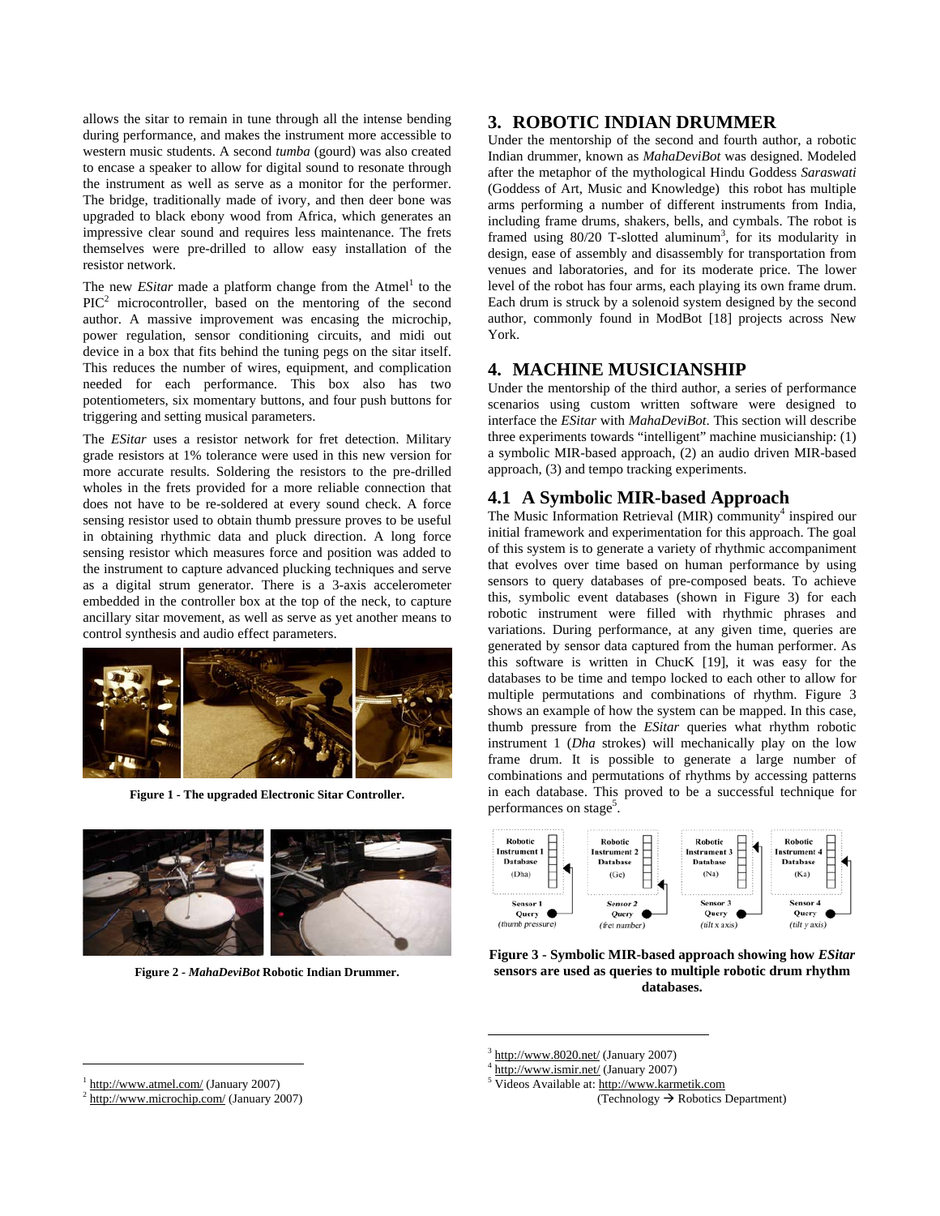allows the sitar to remain in tune through all the intense bending during performance, and makes the instrument more accessible to western music students. A second *tumba* (gourd) was also created to encase a speaker to allow for digital sound to resonate through the instrument as well as serve as a monitor for the performer. The bridge, traditionally made of ivory, and then deer bone was upgraded to black ebony wood from Africa, which generates an impressive clear sound and requires less maintenance. The frets themselves were pre-drilled to allow easy installation of the resistor network.

The new *ESitar* made a platform change from the Atmel[1] to the PIC[2] microcontroller, based on the mentoring of the second author. A massive improvement was encasing the microchip, power regulation, sensor conditioning circuits, and midi out device in a box that fits behind the tuning pegs on the sitar itself. This reduces the number of wires, equipment, and complication needed for each performance. This box also has two potentiometers, six momentary buttons, and four push buttons for triggering and setting musical parameters.

The *ESitar* uses a resistor network for fret detection. Military grade resistors at 1% tolerance were used in this new version for more accurate results. Soldering the resistors to the pre-drilled wholes in the frets provided for a more reliable connection that does not have to be re-soldered at every sound check. A force sensing resistor used to obtain thumb pressure proves to be useful in obtaining rhythmic data and pluck direction. A long force sensing resistor which measures force and position was added to the instrument to capture advanced plucking techniques and serve as a digital strum generator. There is a 3-axis accelerometer embedded in the controller box at the top of the neck, to capture ancillary sitar movement, as well as serve as yet another means to control synthesis and audio effect parameters.

**Figure 1 - The upgraded Electronic Sitar Controller.**

**Figure 2 - *MahaDeviBot* Robotic Indian Drummer.**

## 3. ROBOTIC INDIAN DRUMMER

Under the mentorship of the second and fourth author, a robotic Indian drummer, known as *MahaDeviBot* was designed. Modeled after the metaphor of the mythological Hindu Goddess *Saraswati* (Goddess of Art, Music and Knowledge) this robot has multiple arms performing a number of different instruments from India, including frame drums, shakers, bells, and cymbals. The robot is framed using 80/20 T-slotted aluminum[3], for its modularity in design, ease of assembly and disassembly for transportation from venues and laboratories, and for its moderate price. The lower level of the robot has four arms, each playing its own frame drum. Each drum is struck by a solenoid system designed by the second author, commonly found in ModBot [18] projects across New York.

## 4. MACHINE MUSICIANSHIP

Under the mentorship of the third author, a series of performance scenarios using custom written software were designed to interface the *ESitar* with *MahaDeviBot*. This section will describe three experiments towards "intelligent" machine musicianship: (1) a symbolic MIR-based approach, (2) an audio driven MIR-based approach, (3) and tempo tracking experiments.

### 4.1 A Symbolic MIR-based Approach

The Music Information Retrieval (MIR) community[4] inspired our initial framework and experimentation for this approach. The goal of this system is to generate a variety of rhythmic accompaniment that evolves over time based on human performance by using sensors to query databases of pre-composed beats. To achieve this, symbolic event databases (shown in Figure 3) for each robotic instrument were filled with rhythmic phrases and variations. During performance, at any given time, queries are generated by sensor data captured from the human performer. As this software is written in ChucK [19], it was easy for the databases to be time and tempo locked to each other to allow for multiple permutations and combinations of rhythm. Figure 3 shows an example of how the system can be mapped. In this case, thumb pressure from the *ESitar* queries what rhythm robotic instrument 1 (*Dha* strokes) will mechanically play on the low frame drum. It is possible to generate a large number of combinations and permutations of rhythms by accessing patterns in each database. This proved to be a successful technique for performances on stage[5].

Robotic Instrument 1 Database (Dha)
Robotic Instrument 2 Database (Ge)
Robotic Instrument 3 Database (Na)
Robotic Instrument 4 Database (Ka)
Sensor 1 Query (thumb pressure)
Sensor 2 Query (fret number)
Sensor 3 Query (tilt x axis)
Sensor 4 Query (tilt y axis)

**Figure 3 - Symbolic MIR-based approach showing how *ESitar* sensors are used as queries to multiple robotic drum rhythm databases.**

[1] http://www.atmel.com/ (January 2007)
[2] http://www.microchip.com/ (January 2007)
[3] http://www.8020.net/ (January 2007)
[4] http://www.ismir.net/ (January 2007)
[5] Videos Available at: http://www.karmetik.com (Technology → Robotics Department)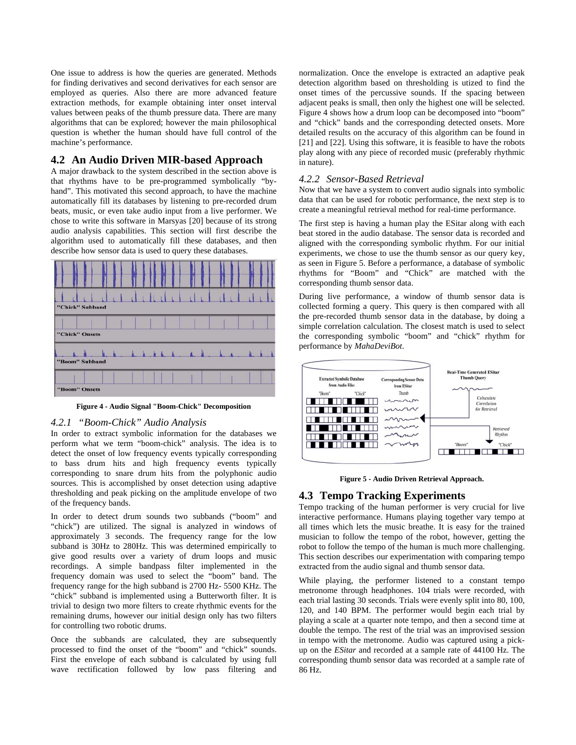One issue to address is how the queries are generated. Methods for finding derivatives and second derivatives for each sensor are employed as queries. Also there are more advanced feature extraction methods, for example obtaining inter onset interval values between peaks of the thumb pressure data. There are many algorithms that can be explored; however the main philosophical question is whether the human should have full control of the machine's performance.

## 4.2 An Audio Driven MIR-based Approach

A major drawback to the system described in the section above is that rhythms have to be pre-programmed symbolically "by-hand". This motivated this second approach, to have the machine automatically fill its databases by listening to pre-recorded drum beats, music, or even take audio input from a live performer. We chose to write this software in Marsyas [20] because of its strong audio analysis capabilities. This section will first describe the algorithm used to automatically fill these databases, and then describe how sensor data is used to query these databases.

**Figure 4 - Audio Signal "Boom-Chick" Decomposition**

### *4.2.1 "Boom-Chick" Audio Analysis*

In order to extract symbolic information for the databases we perform what we term "boom-chick" analysis. The idea is to detect the onset of low frequency events typically corresponding to bass drum hits and high frequency events typically corresponding to snare drum hits from the polyphonic audio sources. This is accomplished by onset detection using adaptive thresholding and peak picking on the amplitude envelope of two of the frequency bands.

In order to detect drum sounds two subbands ("boom" and "chick") are utilized. The signal is analyzed in windows of approximately 3 seconds. The frequency range for the low subband is 30Hz to 280Hz. This was determined empirically to give good results over a variety of drum loops and music recordings. A simple bandpass filter implemented in the frequency domain was used to select the "boom" band. The frequency range for the high subband is 2700 Hz- 5500 KHz. The "chick" subband is implemented using a Butterworth filter. It is trivial to design two more filters to create rhythmic events for the remaining drums, however our initial design only has two filters for controlling two robotic drums.

Once the subbands are calculated, they are subsequently processed to find the onset of the "boom" and "chick" sounds. First the envelope of each subband is calculated by using full wave rectification followed by low pass filtering and normalization. Once the envelope is extracted an adaptive peak detection algorithm based on thresholding is utized to find the onset times of the percussive sounds. If the spacing between adjacent peaks is small, then only the highest one will be selected. Figure 4 shows how a drum loop can be decomposed into "boom" and "chick" bands and the corresponding detected onsets. More detailed results on the accuracy of this algorithm can be found in [21] and [22]. Using this software, it is feasible to have the robots play along with any piece of recorded music (preferably rhythmic in nature).

### *4.2.2 Sensor-Based Retrieval*

Now that we have a system to convert audio signals into symbolic data that can be used for robotic performance, the next step is to create a meaningful retrieval method for real-time performance.

The first step is having a human play the ESitar along with each beat stored in the audio database. The sensor data is recorded and aligned with the corresponding symbolic rhythm. For our initial experiments, we chose to use the thumb sensor as our query key, as seen in Figure 5. Before a performance, a database of symbolic rhythms for "Boom" and "Chick" are matched with the corresponding thumb sensor data.

During live performance, a window of thumb sensor data is collected forming a query. This query is then compared with all the pre-recorded thumb sensor data in the database, by doing a simple correlation calculation. The closest match is used to select the corresponding symbolic "boom" and "chick" rhythm for performance by *MahaDeviBot*.

**Figure 5 - Audio Driven Retrieval Approach.**

## 4.3 Tempo Tracking Experiments

Tempo tracking of the human performer is very crucial for live interactive performance. Humans playing together vary tempo at all times which lets the music breathe. It is easy for the trained musician to follow the tempo of the robot, however, getting the robot to follow the tempo of the human is much more challenging. This section describes our experimentation with comparing tempo extracted from the audio signal and thumb sensor data.

While playing, the performer listened to a constant tempo metronome through headphones. 104 trials were recorded, with each trial lasting 30 seconds. Trials were evenly split into 80, 100, 120, and 140 BPM. The performer would begin each trial by playing a scale at a quarter note tempo, and then a second time at double the tempo. The rest of the trial was an improvised session in tempo with the metronome. Audio was captured using a pick-up on the *ESitar* and recorded at a sample rate of 44100 Hz. The corresponding thumb sensor data was recorded at a sample rate of 86 Hz.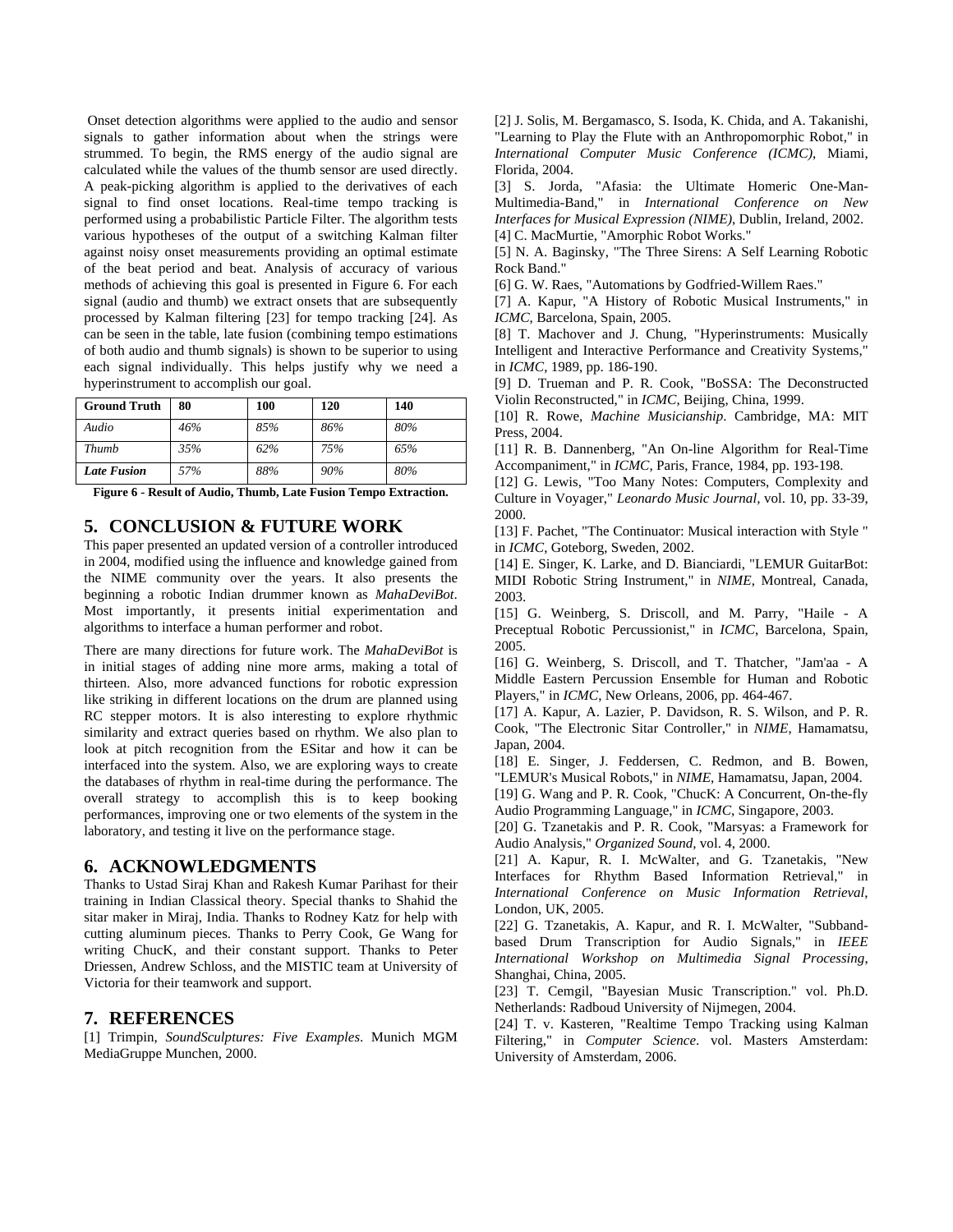Onset detection algorithms were applied to the audio and sensor signals to gather information about when the strings were strummed. To begin, the RMS energy of the audio signal are calculated while the values of the thumb sensor are used directly. A peak-picking algorithm is applied to the derivatives of each signal to find onset locations. Real-time tempo tracking is performed using a probabilistic Particle Filter. The algorithm tests various hypotheses of the output of a switching Kalman filter against noisy onset measurements providing an optimal estimate of the beat period and beat. Analysis of accuracy of various methods of achieving this goal is presented in Figure 6. For each signal (audio and thumb) we extract onsets that are subsequently processed by Kalman filtering [23] for tempo tracking [24]. As can be seen in the table, late fusion (combining tempo estimations of both audio and thumb signals) is shown to be superior to using each signal individually. This helps justify why we need a hyperinstrument to accomplish our goal.

| **Ground Truth** | **80** | **100** | **120** | **140** |
|---|---|---|---|---|
| *Audio* | *46%* | *85%* | *86%* | *80%* |
| *Thumb* | *35%* | *62%* | *75%* | *65%* |
| ***Late Fusion*** | *57%* | *88%* | *90%* | *80%* |

**Figure 6 - Result of Audio, Thumb, Late Fusion Tempo Extraction.**

## 5. CONCLUSION & FUTURE WORK

This paper presented an updated version of a controller introduced in 2004, modified using the influence and knowledge gained from the NIME community over the years. It also presents the beginning a robotic Indian drummer known as *MahaDeviBot*. Most importantly, it presents initial experimentation and algorithms to interface a human performer and robot.

There are many directions for future work. The *MahaDeviBot* is in initial stages of adding nine more arms, making a total of thirteen. Also, more advanced functions for robotic expression like striking in different locations on the drum are planned using RC stepper motors. It is also interesting to explore rhythmic similarity and extract queries based on rhythm. We also plan to look at pitch recognition from the ESitar and how it can be interfaced into the system. Also, we are exploring ways to create the databases of rhythm in real-time during the performance. The overall strategy to accomplish this is to keep booking performances, improving one or two elements of the system in the laboratory, and testing it live on the performance stage.

## 6. ACKNOWLEDGMENTS

Thanks to Ustad Siraj Khan and Rakesh Kumar Parihast for their training in Indian Classical theory. Special thanks to Shahid the sitar maker in Miraj, India. Thanks to Rodney Katz for help with cutting aluminum pieces. Thanks to Perry Cook, Ge Wang for writing ChucK, and their constant support. Thanks to Peter Driessen, Andrew Schloss, and the MISTIC team at University of Victoria for their teamwork and support.

## 7. REFERENCES

[1] Trimpin, *SoundSculptures: Five Examples*. Munich MGM MediaGruppe Munchen, 2000.

[2] J. Solis, M. Bergamasco, S. Isoda, K. Chida, and A. Takanishi, "Learning to Play the Flute with an Anthropomorphic Robot," in *International Computer Music Conference (ICMC)*, Miami, Florida, 2004.

[3] S. Jorda, "Afasia: the Ultimate Homeric One-Man-Multimedia-Band," in *International Conference on New Interfaces for Musical Expression (NIME)*, Dublin, Ireland, 2002.

[4] C. MacMurtie, "Amorphic Robot Works."

[5] N. A. Baginsky, "The Three Sirens: A Self Learning Robotic Rock Band."

[6] G. W. Raes, "Automations by Godfried-Willem Raes."

[7] A. Kapur, "A History of Robotic Musical Instruments," in *ICMC*, Barcelona, Spain, 2005.

[8] T. Machover and J. Chung, "Hyperinstruments: Musically Intelligent and Interactive Performance and Creativity Systems," in *ICMC*, 1989, pp. 186-190.

[9] D. Trueman and P. R. Cook, "BoSSA: The Deconstructed Violin Reconstructed," in *ICMC*, Beijing, China, 1999.

[10] R. Rowe, *Machine Musicianship*. Cambridge, MA: MIT Press, 2004.

[11] R. B. Dannenberg, "An On-line Algorithm for Real-Time Accompaniment," in *ICMC*, Paris, France, 1984, pp. 193-198.

[12] G. Lewis, "Too Many Notes: Computers, Complexity and Culture in Voyager," *Leonardo Music Journal*, vol. 10, pp. 33-39, 2000.

[13] F. Pachet, "The Continuator: Musical interaction with Style " in *ICMC*, Goteborg, Sweden, 2002.

[14] E. Singer, K. Larke, and D. Bianciardi, "LEMUR GuitarBot: MIDI Robotic String Instrument," in *NIME*, Montreal, Canada, 2003.

[15] G. Weinberg, S. Driscoll, and M. Parry, "Haile - A Preceptual Robotic Percussionist," in *ICMC*, Barcelona, Spain, 2005.

[16] G. Weinberg, S. Driscoll, and T. Thatcher, "Jam'aa - A Middle Eastern Percussion Ensemble for Human and Robotic Players," in *ICMC*, New Orleans, 2006, pp. 464-467.

[17] A. Kapur, A. Lazier, P. Davidson, R. S. Wilson, and P. R. Cook, "The Electronic Sitar Controller," in *NIME*, Hamamatsu, Japan, 2004.

[18] E. Singer, J. Feddersen, C. Redmon, and B. Bowen, "LEMUR's Musical Robots," in *NIME*, Hamamatsu, Japan, 2004.

[19] G. Wang and P. R. Cook, "ChucK: A Concurrent, On-the-fly Audio Programming Language," in *ICMC*, Singapore, 2003.

[20] G. Tzanetakis and P. R. Cook, "Marsyas: a Framework for Audio Analysis," *Organized Sound*, vol. 4, 2000.

[21] A. Kapur, R. I. McWalter, and G. Tzanetakis, "New Interfaces for Rhythm Based Information Retrieval," in *International Conference on Music Information Retrieval*, London, UK, 2005.

[22] G. Tzanetakis, A. Kapur, and R. I. McWalter, "Subband-based Drum Transcription for Audio Signals," in *IEEE International Workshop on Multimedia Signal Processing*, Shanghai, China, 2005.

[23] T. Cemgil, "Bayesian Music Transcription." vol. Ph.D. Netherlands: Radboud University of Nijmegen, 2004.

[24] T. v. Kasteren, "Realtime Tempo Tracking using Kalman Filtering," in *Computer Science*. vol. Masters Amsterdam: University of Amsterdam, 2006.